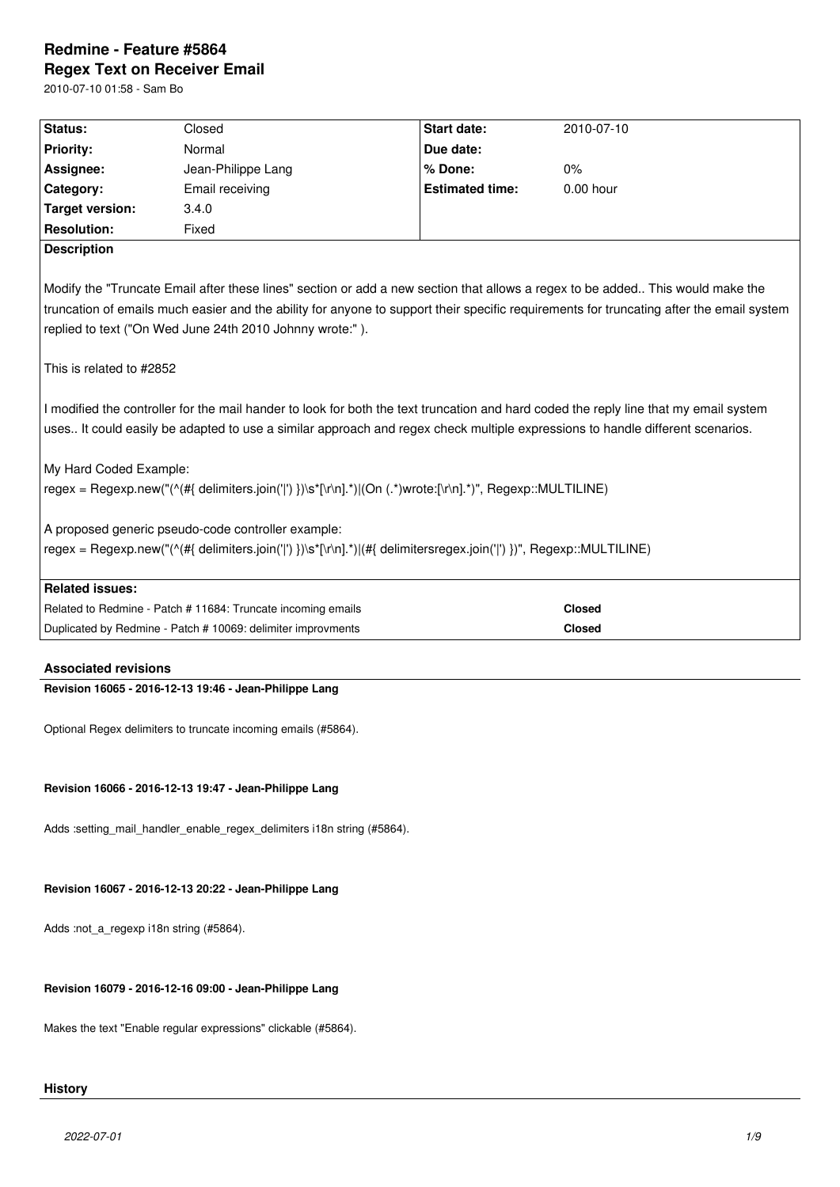# Redmine - Feature #5864

## Regex Text on Receiver Email

2010-07-10 01:58 - Sam Bo

| Status: | Closed | Start date: | 2010-07-10 |
|---|---|---|---|
| Priority: | Normal | Due date: | |
| Assignee: | Jean-Philippe Lang | % Done: | 0% |
| Category: | Email receiving | Estimated time: | 0.00 hour |
| Target version: | 3.4.0 | | |
| Resolution: | Fixed | | |

**Description**

Modify the "Truncate Email after these lines" section or add a new section that allows a regex to be added.. This would make the truncation of emails much easier and the ability for anyone to support their specific requirements for truncating after the email system replied to text ("On Wed June 24th 2010 Johnny wrote:" ).

This is related to #2852

I modified the controller for the mail hander to look for both the text truncation and hard coded the reply line that my email system uses.. It could easily be adapted to use a similar approach and regex check multiple expressions to handle different scenarios.

My Hard Coded Example:
regex = Regexp.new("(^(#{ delimiters.join('|') })\s*[\r\n].*)|(On (.*)wrote:[\r\n].*)", Regexp::MULTILINE)

A proposed generic pseudo-code controller example:
regex = Regexp.new("(^(#{ delimiters.join('|') })\s*[\r\n].*)|(#{ delimitersregex.join('|') })", Regexp::MULTILINE)

**Related issues:**

| | |
|---|---|
| Related to Redmine - Patch # 11684: Truncate incoming emails | **Closed** |
| Duplicated by Redmine - Patch # 10069: delimiter improvments | **Closed** |

### Associated revisions

**Revision 16065 - 2016-12-13 19:46 - Jean-Philippe Lang**

Optional Regex delimiters to truncate incoming emails (#5864).

**Revision 16066 - 2016-12-13 19:47 - Jean-Philippe Lang**

Adds :setting_mail_handler_enable_regex_delimiters i18n string (#5864).

**Revision 16067 - 2016-12-13 20:22 - Jean-Philippe Lang**

Adds :not_a_regexp i18n string (#5864).

**Revision 16079 - 2016-12-16 09:00 - Jean-Philippe Lang**

Makes the text "Enable regular expressions" clickable (#5864).

### History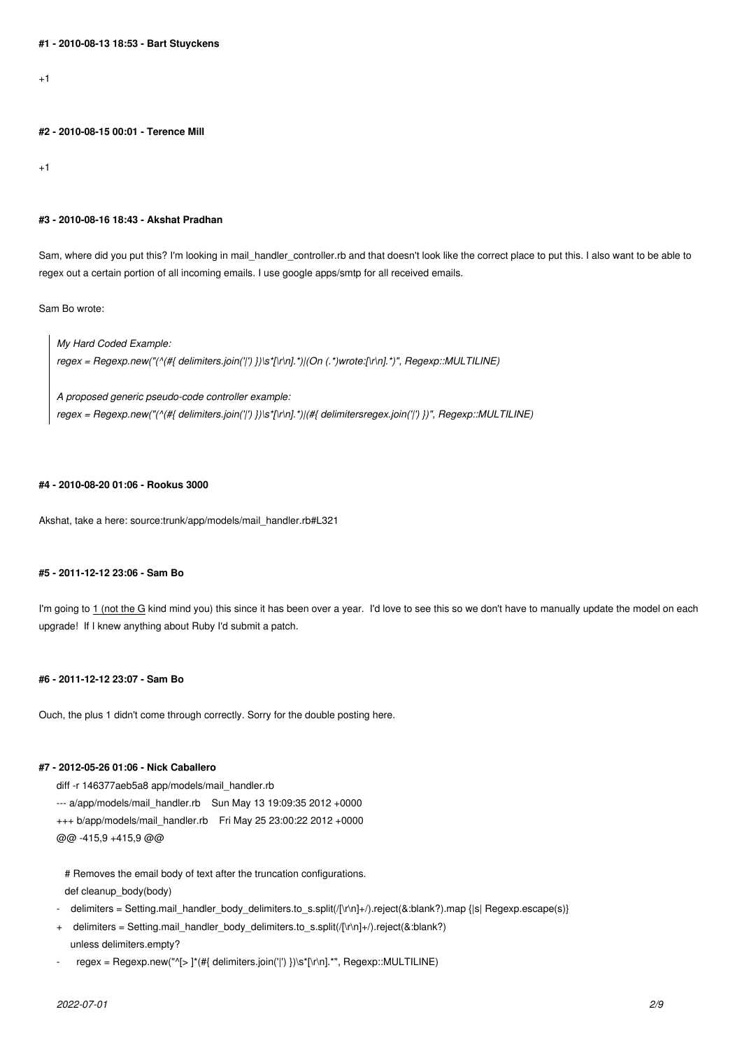#### #1 - 2010-08-13 18:53 - Bart Stuyckens

+1

#### #2 - 2010-08-15 00:01 - Terence Mill

+1

#### #3 - 2010-08-16 18:43 - Akshat Pradhan

Sam, where did you put this? I'm looking in mail_handler_controller.rb and that doesn't look like the correct place to put this. I also want to be able to regex out a certain portion of all incoming emails. I use google apps/smtp for all received emails.

Sam Bo wrote:

> *My Hard Coded Example:*
> *regex = Regexp.new("(^(#{ delimiters.join('|') })\s*[\r\n].*)|(On (.*)wrote:[\r\n].*)", Regexp::MULTILINE)*
>
> *A proposed generic pseudo-code controller example:*
> *regex = Regexp.new("(^(#{ delimiters.join('|') })\s*[\r\n].*)|(#{ delimitersregex.join('|') })", Regexp::MULTILINE)*

#### #4 - 2010-08-20 01:06 - Rookus 3000

Akshat, take a here: source:trunk/app/models/mail_handler.rb#L321

#### #5 - 2011-12-12 23:06 - Sam Bo

I'm going to 1 (not the G kind mind you) this since it has been over a year. I'd love to see this so we don't have to manually update the model on each upgrade! If I knew anything about Ruby I'd submit a patch.

#### #6 - 2011-12-12 23:07 - Sam Bo

Ouch, the plus 1 didn't come through correctly. Sorry for the double posting here.

#### #7 - 2012-05-26 01:06 - Nick Caballero

```
diff -r 146377aeb5a8 app/models/mail_handler.rb
--- a/app/models/mail_handler.rb    Sun May 13 19:09:35 2012 +0000
+++ b/app/models/mail_handler.rb    Fri May 25 23:00:22 2012 +0000
@@ -415,9 +415,9 @@

   # Removes the email body of text after the truncation configurations.
   def cleanup_body(body)
-    delimiters = Setting.mail_handler_body_delimiters.to_s.split(/[\r\n]+/).reject(&:blank?).map {|s| Regexp.escape(s)}
+    delimiters = Setting.mail_handler_body_delimiters.to_s.split(/[\r\n]+/).reject(&:blank?)
     unless delimiters.empty?
-      regex = Regexp.new("^[> ]*(#{ delimiters.join('|') })\s*[\r\n].*", Regexp::MULTILINE)
```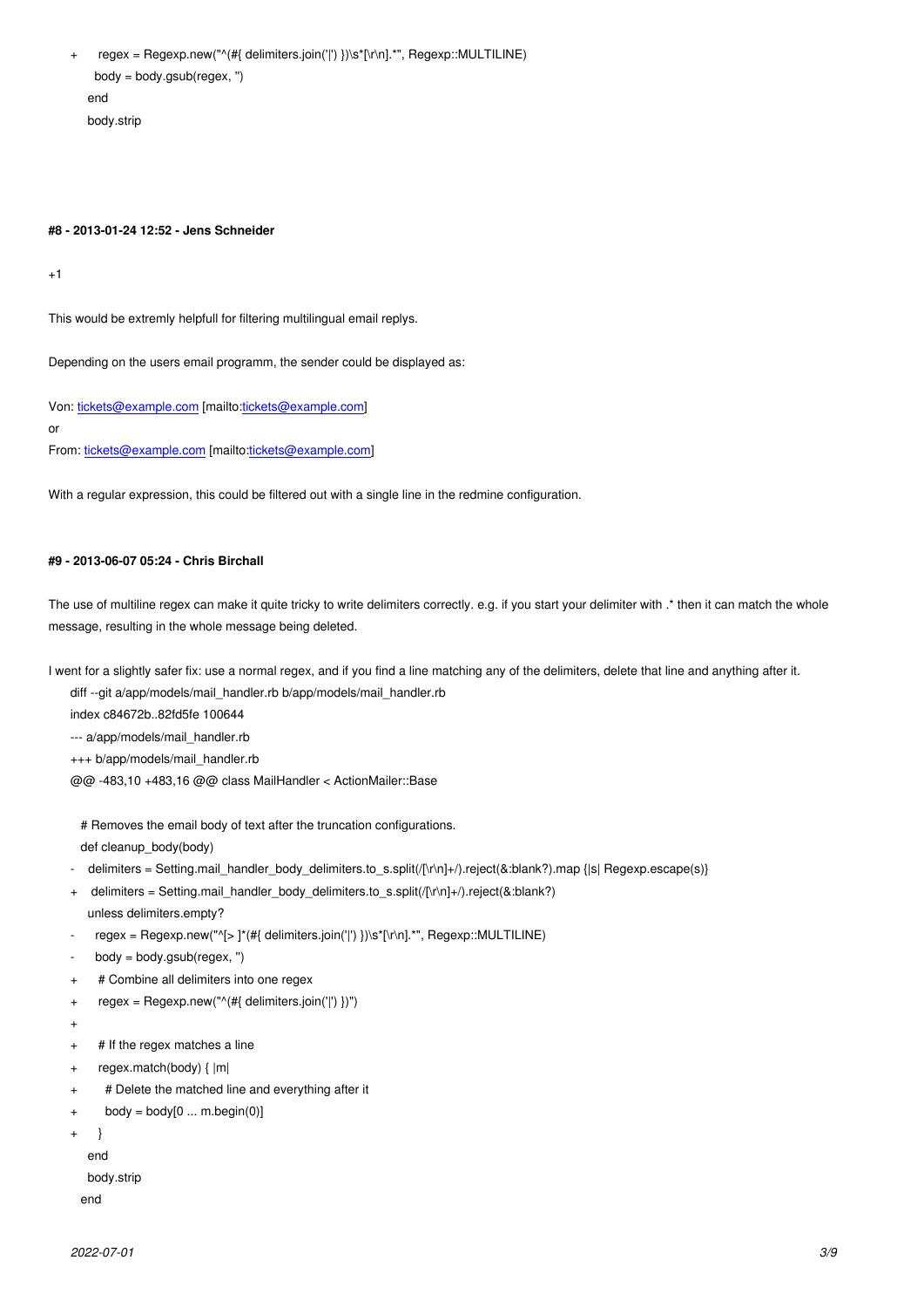```
+      regex = Regexp.new("^(#{ delimiters.join('|') })\s*[\r\n].*", Regexp::MULTILINE)
       body = body.gsub(regex, '')
     end
     body.strip
```

#### #8 - 2013-01-24 12:52 - Jens Schneider

+1

This would be extremly helpfull for filtering multilingual email replys.

Depending on the users email programm, the sender could be displayed as:

Von: tickets@example.com [mailto:tickets@example.com]
or
From: tickets@example.com [mailto:tickets@example.com]

With a regular expression, this could be filtered out with a single line in the redmine configuration.

#### #9 - 2013-06-07 05:24 - Chris Birchall

The use of multiline regex can make it quite tricky to write delimiters correctly. e.g. if you start your delimiter with .* then it can match the whole message, resulting in the whole message being deleted.

I went for a slightly safer fix: use a normal regex, and if you find a line matching any of the delimiters, delete that line and anything after it.

```
diff --git a/app/models/mail_handler.rb b/app/models/mail_handler.rb
index c84672b..82fd5fe 100644
--- a/app/models/mail_handler.rb
+++ b/app/models/mail_handler.rb
@@ -483,10 +483,16 @@ class MailHandler < ActionMailer::Base

   # Removes the email body of text after the truncation configurations.
   def cleanup_body(body)
-    delimiters = Setting.mail_handler_body_delimiters.to_s.split(/[\r\n]+/).reject(&:blank?).map {|s| Regexp.escape(s)}
+    delimiters = Setting.mail_handler_body_delimiters.to_s.split(/[\r\n]+/).reject(&:blank?)
     unless delimiters.empty?
-      regex = Regexp.new("^[> ]*(#{ delimiters.join('|') })\s*[\r\n].*", Regexp::MULTILINE)
-      body = body.gsub(regex, '')
+      # Combine all delimiters into one regex
+      regex = Regexp.new("^(#{ delimiters.join('|') })")
+
+      # If the regex matches a line
+      regex.match(body) { |m|
+        # Delete the matched line and everything after it
+        body = body[0 ... m.begin(0)]
+      }
     end
     body.strip
   end
```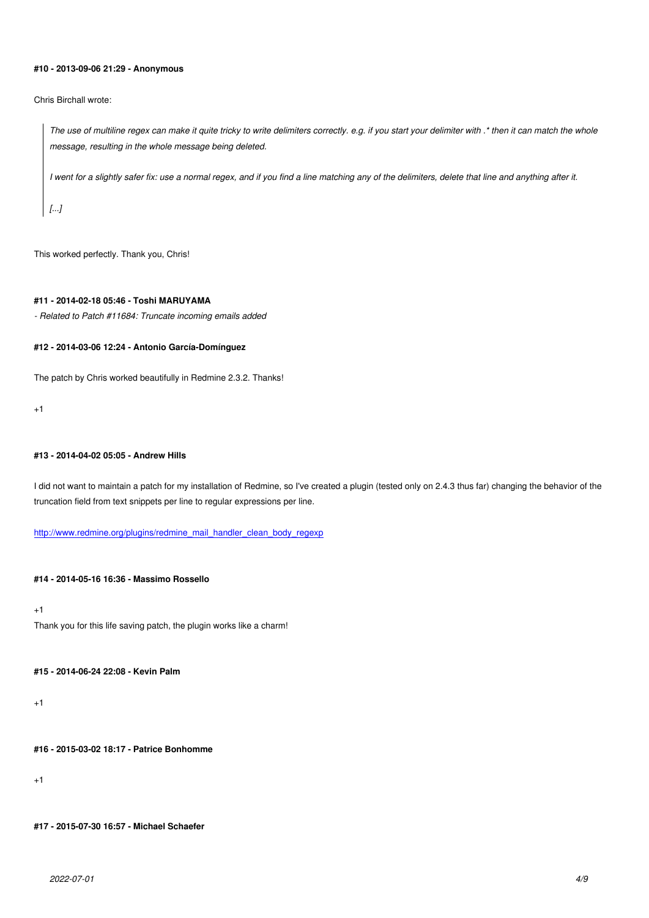#### #10 - 2013-09-06 21:29 - Anonymous

Chris Birchall wrote:

> *The use of multiline regex can make it quite tricky to write delimiters correctly. e.g. if you start your delimiter with .* then it can match the whole message, resulting in the whole message being deleted.*
>
> *I went for a slightly safer fix: use a normal regex, and if you find a line matching any of the delimiters, delete that line and anything after it.*
>
> *[...]*

This worked perfectly. Thank you, Chris!

#### #11 - 2014-02-18 05:46 - Toshi MARUYAMA

*- Related to Patch #11684: Truncate incoming emails added*

#### #12 - 2014-03-06 12:24 - Antonio García-Domínguez

The patch by Chris worked beautifully in Redmine 2.3.2. Thanks!

+1

#### #13 - 2014-04-02 05:05 - Andrew Hills

I did not want to maintain a patch for my installation of Redmine, so I've created a plugin (tested only on 2.4.3 thus far) changing the behavior of the truncation field from text snippets per line to regular expressions per line.

[http://www.redmine.org/plugins/redmine_mail_handler_clean_body_regexp](http://www.redmine.org/plugins/redmine_mail_handler_clean_body_regexp)

#### #14 - 2014-05-16 16:36 - Massimo Rossello

+1
Thank you for this life saving patch, the plugin works like a charm!

#### #15 - 2014-06-24 22:08 - Kevin Palm

+1

#### #16 - 2015-03-02 18:17 - Patrice Bonhomme

+1

#### #17 - 2015-07-30 16:57 - Michael Schaefer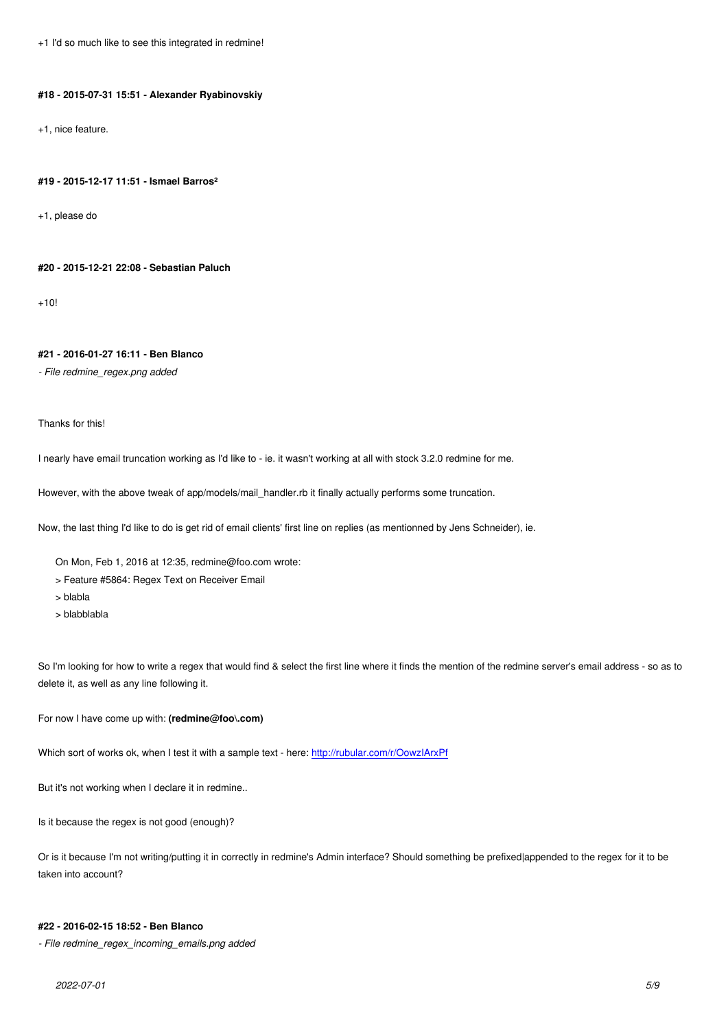+1 I'd so much like to see this integrated in redmine!

#### #18 - 2015-07-31 15:51 - Alexander Ryabinovskiy

+1, nice feature.

#### #19 - 2015-12-17 11:51 - Ismael Barros²

+1, please do

#### #20 - 2015-12-21 22:08 - Sebastian Paluch

+10!

#### #21 - 2016-01-27 16:11 - Ben Blanco

*- File redmine_regex.png added*

Thanks for this!

I nearly have email truncation working as I'd like to - ie. it wasn't working at all with stock 3.2.0 redmine for me.

However, with the above tweak of app/models/mail_handler.rb it finally actually performs some truncation.

Now, the last thing I'd like to do is get rid of email clients' first line on replies (as mentionned by Jens Schneider), ie.

```
On Mon, Feb 1, 2016 at 12:35, redmine@foo.com wrote:
> Feature #5864: Regex Text on Receiver Email
> blabla
> blabblabla
```

So I'm looking for how to write a regex that would find & select the first line where it finds the mention of the redmine server's email address - so as to delete it, as well as any line following it.

For now I have come up with: **(redmine@foo\.com)**

Which sort of works ok, when I test it with a sample text - here: [http://rubular.com/r/OowzIArxPf](http://rubular.com/r/OowzIArxPf)

But it's not working when I declare it in redmine..

Is it because the regex is not good (enough)?

Or is it because I'm not writing/putting it in correctly in redmine's Admin interface? Should something be prefixed|appended to the regex for it to be taken into account?

#### #22 - 2016-02-15 18:52 - Ben Blanco

*- File redmine_regex_incoming_emails.png added*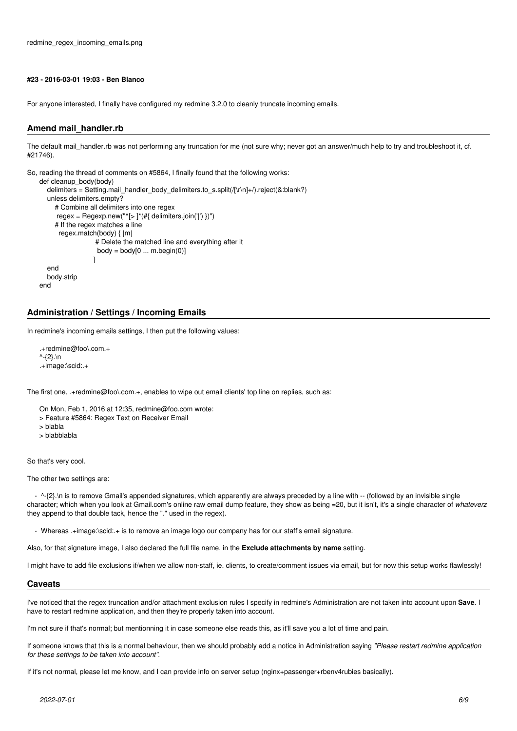redmine_regex_incoming_emails.png

#### #23 - 2016-03-01 19:03 - Ben Blanco

For anyone interested, I finally have configured my redmine 3.2.0 to cleanly truncate incoming emails.

### Amend mail_handler.rb

The default mail_handler.rb was not performing any truncation for me (not sure why; never got an answer/much help to try and troubleshoot it, cf. #21746).

So, reading the thread of comments on #5864, I finally found that the following works:

```
def cleanup_body(body)
  delimiters = Setting.mail_handler_body_delimiters.to_s.split(/[\r\n]+/).reject(&:blank?)
  unless delimiters.empty?
    # Combine all delimiters into one regex
     regex = Regexp.new("^[> ]*(#{ delimiters.join('|') })")
    # If the regex matches a line
      regex.match(body) { |m|
                    # Delete the matched line and everything after it
                     body = body[0 ... m.begin(0)]
                   }
  end
  body.strip
end
```

### Administration / Settings / Incoming Emails

In redmine's incoming emails settings, I then put the following values:

```
.+redmine@foo\.com.+
^-{2}.\n
.+image:\scid:.+
```

The first one, .+redmine@foo\.com.+, enables to wipe out email clients' top line on replies, such as:

```
On Mon, Feb 1, 2016 at 12:35, redmine@foo.com wrote:
> Feature #5864: Regex Text on Receiver Email
> blabla
> blabblabla
```

So that's very cool.

The other two settings are:

- ^-{2}.\n is to remove Gmail's appended signatures, which apparently are always preceded by a line with -- (followed by an invisible single character; which when you look at Gmail.com's online raw email dump feature, they show as being =20, but it isn't, it's a single character of *whateverz* they append to that double tack, hence the "." used in the regex).
- Whereas .+image:\scid:.+ is to remove an image logo our company has for our staff's email signature.

Also, for that signature image, I also declared the full file name, in the **Exclude attachments by name** setting.

I might have to add file exclusions if/when we allow non-staff, ie. clients, to create/comment issues via email, but for now this setup works flawlessly!

### Caveats

I've noticed that the regex truncation and/or attachment exclusion rules I specify in redmine's Administration are not taken into account upon **Save**. I have to restart redmine application, and then they're properly taken into account.

I'm not sure if that's normal; but mentionning it in case someone else reads this, as it'll save you a lot of time and pain.

If someone knows that this is a normal behaviour, then we should probably add a notice in Administration saying *"Please restart redmine application for these settings to be taken into account".*

If it's not normal, please let me know, and I can provide info on server setup (nginx+passenger+rbenv4rubies basically).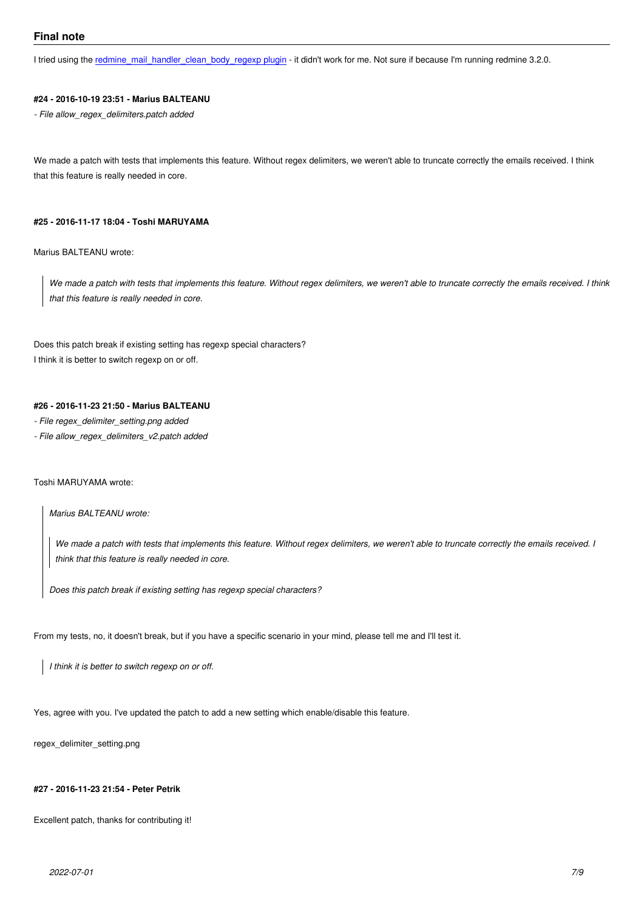## Final note

I tried using the redmine_mail_handler_clean_body_regexp plugin - it didn't work for me. Not sure if because I'm running redmine 3.2.0.

#### #24 - 2016-10-19 23:51 - Marius BALTEANU

*- File allow_regex_delimiters.patch added*

We made a patch with tests that implements this feature. Without regex delimiters, we weren't able to truncate correctly the emails received. I think that this feature is really needed in core.

#### #25 - 2016-11-17 18:04 - Toshi MARUYAMA

Marius BALTEANU wrote:

> *We made a patch with tests that implements this feature. Without regex delimiters, we weren't able to truncate correctly the emails received. I think that this feature is really needed in core.*

Does this patch break if existing setting has regexp special characters?
I think it is better to switch regexp on or off.

#### #26 - 2016-11-23 21:50 - Marius BALTEANU

*- File regex_delimiter_setting.png added*
*- File allow_regex_delimiters_v2.patch added*

Toshi MARUYAMA wrote:

> *Marius BALTEANU wrote:*
>
> > *We made a patch with tests that implements this feature. Without regex delimiters, we weren't able to truncate correctly the emails received. I think that this feature is really needed in core.*
>
> *Does this patch break if existing setting has regexp special characters?*

From my tests, no, it doesn't break, but if you have a specific scenario in your mind, please tell me and I'll test it.

> *I think it is better to switch regexp on or off.*

Yes, agree with you. I've updated the patch to add a new setting which enable/disable this feature.

regex_delimiter_setting.png

#### #27 - 2016-11-23 21:54 - Peter Petrik

Excellent patch, thanks for contributing it!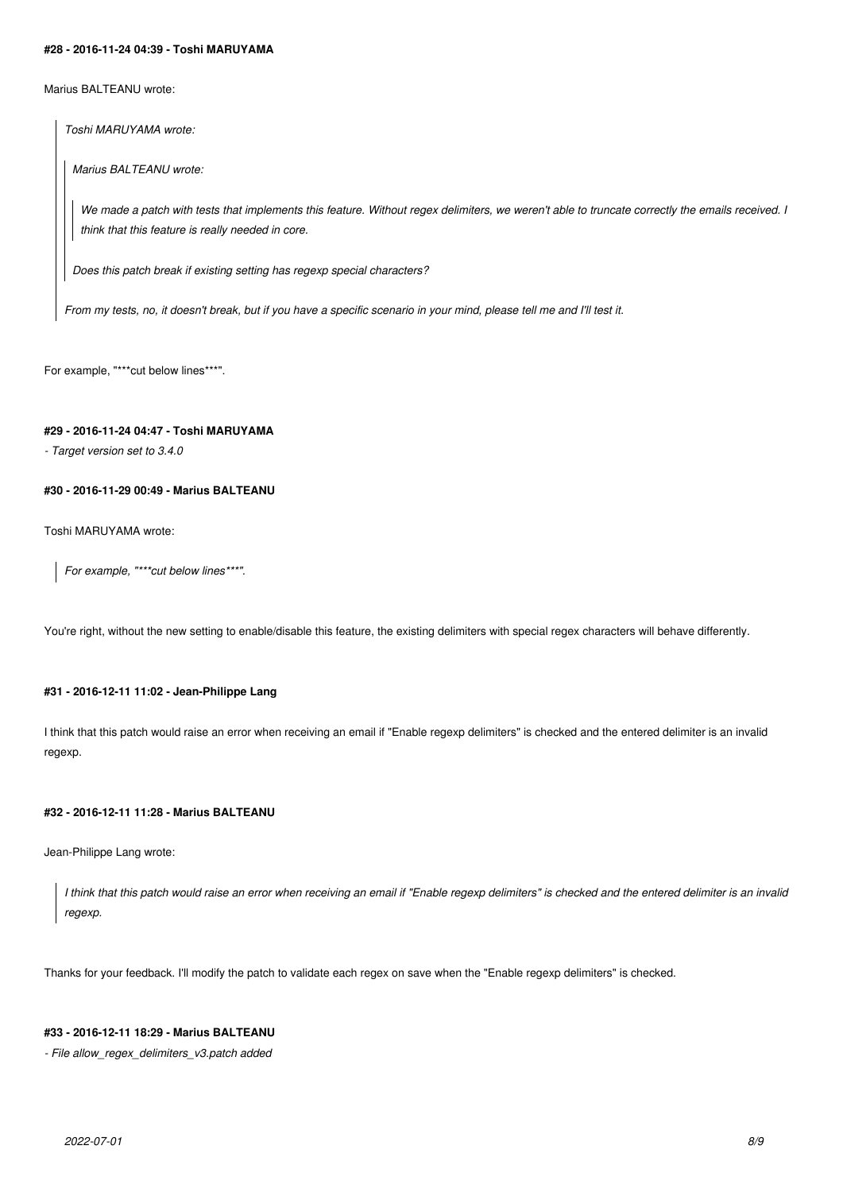#### #28 - 2016-11-24 04:39 - Toshi MARUYAMA

Marius BALTEANU wrote:

> *Toshi MARUYAMA wrote:*
>
> > *Marius BALTEANU wrote:*
> >
> > > *We made a patch with tests that implements this feature. Without regex delimiters, we weren't able to truncate correctly the emails received. I think that this feature is really needed in core.*
> >
> > *Does this patch break if existing setting has regexp special characters?*
>
> *From my tests, no, it doesn't break, but if you have a specific scenario in your mind, please tell me and I'll test it.*

For example, "***cut below lines***".

#### #29 - 2016-11-24 04:47 - Toshi MARUYAMA

*- Target version set to 3.4.0*

#### #30 - 2016-11-29 00:49 - Marius BALTEANU

Toshi MARUYAMA wrote:

> *For example, "***cut below lines***".*

You're right, without the new setting to enable/disable this feature, the existing delimiters with special regex characters will behave differently.

#### #31 - 2016-12-11 11:02 - Jean-Philippe Lang

I think that this patch would raise an error when receiving an email if "Enable regexp delimiters" is checked and the entered delimiter is an invalid regexp.

#### #32 - 2016-12-11 11:28 - Marius BALTEANU

Jean-Philippe Lang wrote:

> *I think that this patch would raise an error when receiving an email if "Enable regexp delimiters" is checked and the entered delimiter is an invalid regexp.*

Thanks for your feedback. I'll modify the patch to validate each regex on save when the "Enable regexp delimiters" is checked.

#### #33 - 2016-12-11 18:29 - Marius BALTEANU

*- File allow_regex_delimiters_v3.patch added*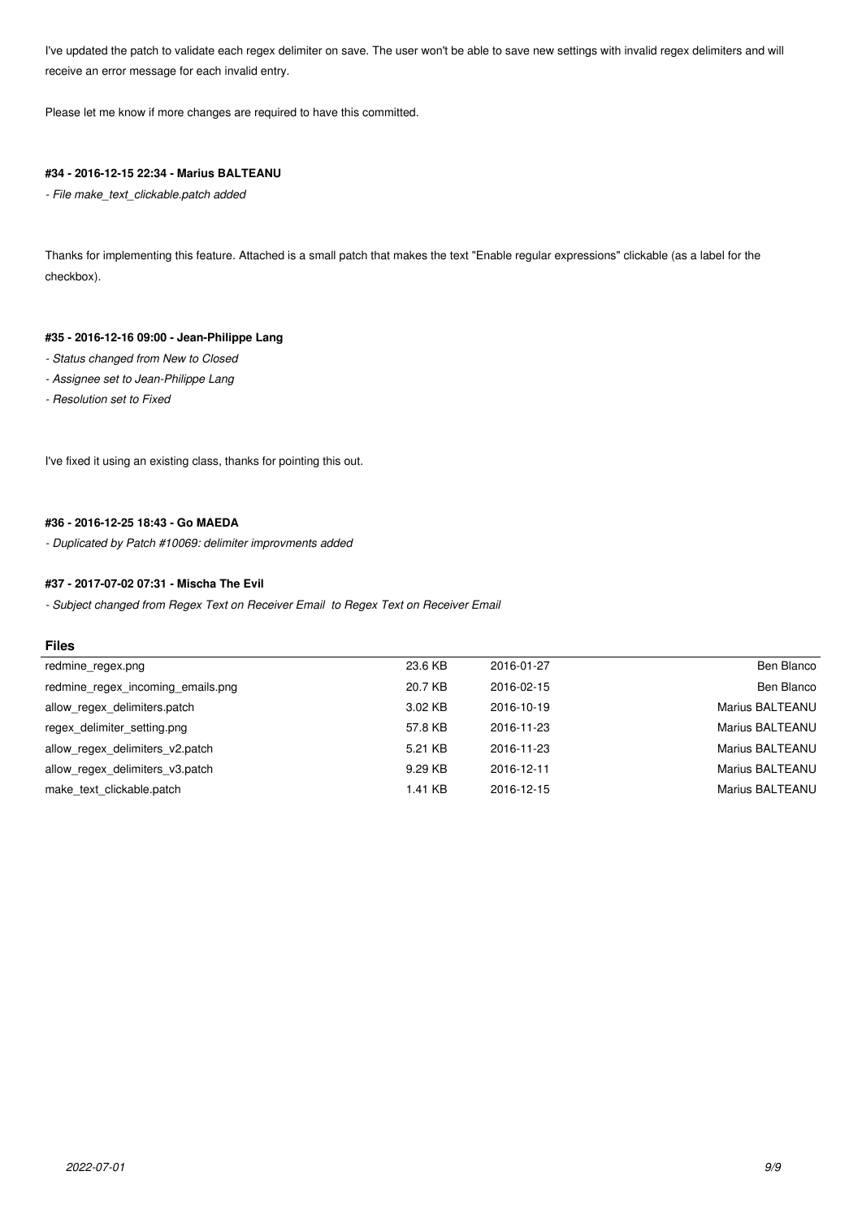I've updated the patch to validate each regex delimiter on save. The user won't be able to save new settings with invalid regex delimiters and will receive an error message for each invalid entry.

Please let me know if more changes are required to have this committed.

#### #34 - 2016-12-15 22:34 - Marius BALTEANU

*- File make_text_clickable.patch added*

Thanks for implementing this feature. Attached is a small patch that makes the text "Enable regular expressions" clickable (as a label for the checkbox).

#### #35 - 2016-12-16 09:00 - Jean-Philippe Lang

*- Status changed from New to Closed*

*- Assignee set to Jean-Philippe Lang*

*- Resolution set to Fixed*

I've fixed it using an existing class, thanks for pointing this out.

#### #36 - 2016-12-25 18:43 - Go MAEDA

*- Duplicated by Patch #10069: delimiter improvments added*

#### #37 - 2017-07-02 07:31 - Mischa The Evil

*- Subject changed from Regex Text on Receiver Email  to Regex Text on Receiver Email*

### Files

| | | | |
|---|---|---|---|
| redmine_regex.png | 23.6 KB | 2016-01-27 | Ben Blanco |
| redmine_regex_incoming_emails.png | 20.7 KB | 2016-02-15 | Ben Blanco |
| allow_regex_delimiters.patch | 3.02 KB | 2016-10-19 | Marius BALTEANU |
| regex_delimiter_setting.png | 57.8 KB | 2016-11-23 | Marius BALTEANU |
| allow_regex_delimiters_v2.patch | 5.21 KB | 2016-11-23 | Marius BALTEANU |
| allow_regex_delimiters_v3.patch | 9.29 KB | 2016-12-11 | Marius BALTEANU |
| make_text_clickable.patch | 1.41 KB | 2016-12-15 | Marius BALTEANU |